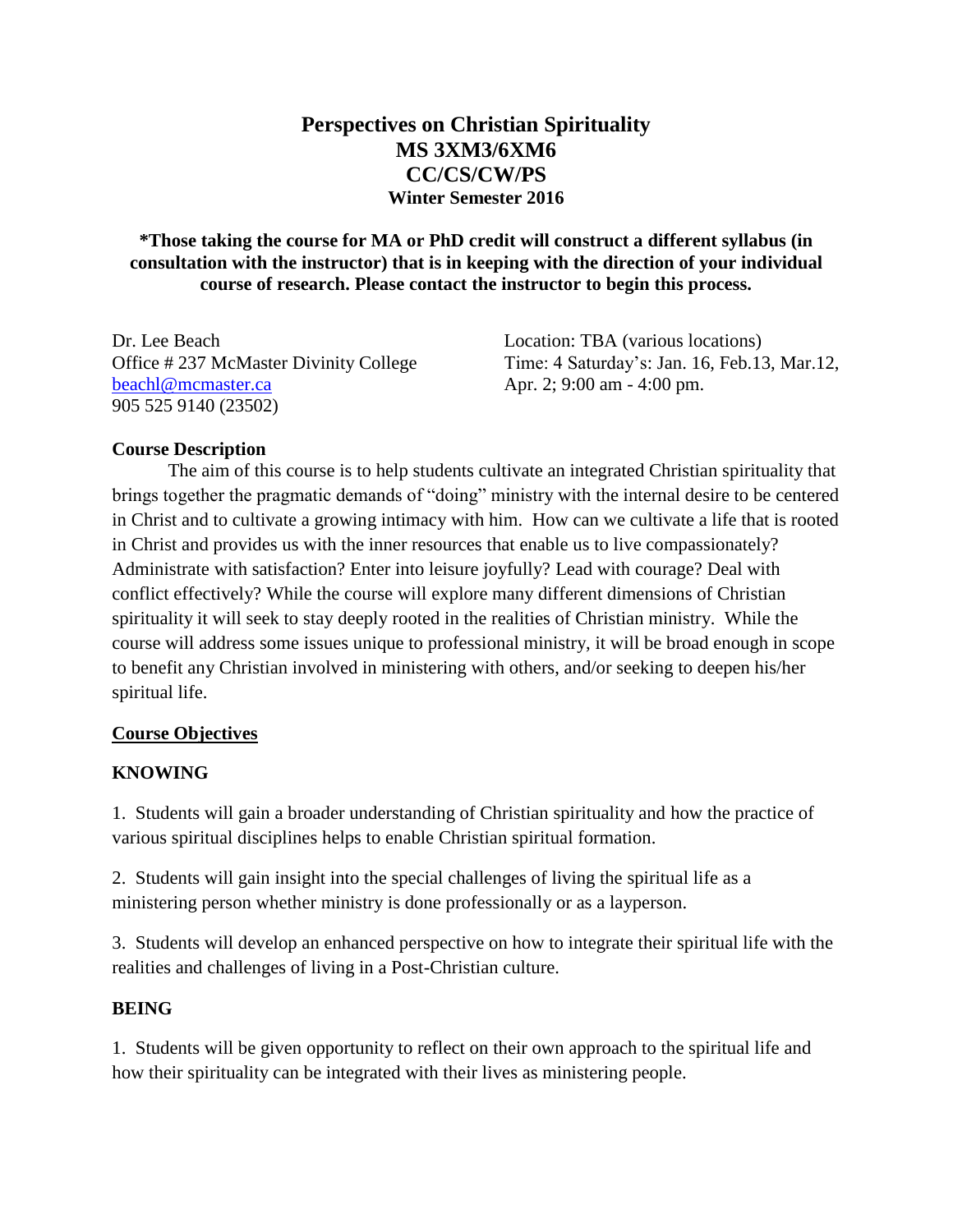# Perspectives on Christian Spirituality
# MS 3XM3/6XM6
# CC/CS/CW/PS
## Winter Semester 2016

**\*Those taking the course for MA or PhD credit will construct a different syllabus (in consultation with the instructor) that is in keeping with the direction of your individual course of research. Please contact the instructor to begin this process.**

Dr. Lee Beach
Office # 237 McMaster Divinity College
beachl@mcmaster.ca
905 525 9140 (23502)

Location: TBA (various locations)
Time: 4 Saturday's: Jan. 16, Feb.13, Mar.12, Apr. 2; 9:00 am - 4:00 pm.

**Course Description**

The aim of this course is to help students cultivate an integrated Christian spirituality that brings together the pragmatic demands of "doing" ministry with the internal desire to be centered in Christ and to cultivate a growing intimacy with him. How can we cultivate a life that is rooted in Christ and provides us with the inner resources that enable us to live compassionately? Administrate with satisfaction? Enter into leisure joyfully? Lead with courage? Deal with conflict effectively? While the course will explore many different dimensions of Christian spirituality it will seek to stay deeply rooted in the realities of Christian ministry. While the course will address some issues unique to professional ministry, it will be broad enough in scope to benefit any Christian involved in ministering with others, and/or seeking to deepen his/her spiritual life.

**Course Objectives**

**KNOWING**

1. Students will gain a broader understanding of Christian spirituality and how the practice of various spiritual disciplines helps to enable Christian spiritual formation.

2. Students will gain insight into the special challenges of living the spiritual life as a ministering person whether ministry is done professionally or as a layperson.

3. Students will develop an enhanced perspective on how to integrate their spiritual life with the realities and challenges of living in a Post-Christian culture.

**BEING**

1. Students will be given opportunity to reflect on their own approach to the spiritual life and how their spirituality can be integrated with their lives as ministering people.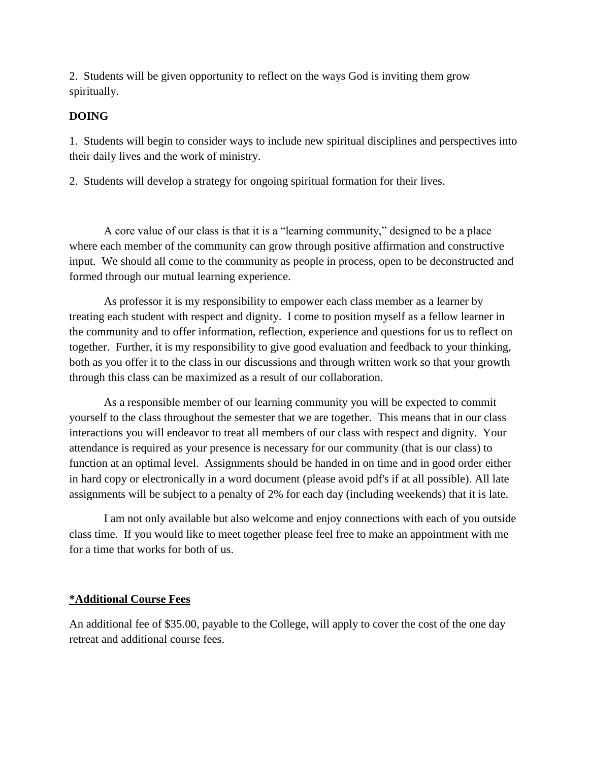2. Students will be given opportunity to reflect on the ways God is inviting them grow spiritually.

**DOING**

1. Students will begin to consider ways to include new spiritual disciplines and perspectives into their daily lives and the work of ministry.

2. Students will develop a strategy for ongoing spiritual formation for their lives.

A core value of our class is that it is a "learning community," designed to be a place where each member of the community can grow through positive affirmation and constructive input. We should all come to the community as people in process, open to be deconstructed and formed through our mutual learning experience.

As professor it is my responsibility to empower each class member as a learner by treating each student with respect and dignity. I come to position myself as a fellow learner in the community and to offer information, reflection, experience and questions for us to reflect on together. Further, it is my responsibility to give good evaluation and feedback to your thinking, both as you offer it to the class in our discussions and through written work so that your growth through this class can be maximized as a result of our collaboration.

As a responsible member of our learning community you will be expected to commit yourself to the class throughout the semester that we are together. This means that in our class interactions you will endeavor to treat all members of our class with respect and dignity. Your attendance is required as your presence is necessary for our community (that is our class) to function at an optimal level. Assignments should be handed in on time and in good order either in hard copy or electronically in a word document (please avoid pdf's if at all possible). All late assignments will be subject to a penalty of 2% for each day (including weekends) that it is late.

I am not only available but also welcome and enjoy connections with each of you outside class time. If you would like to meet together please feel free to make an appointment with me for a time that works for both of us.

**\*Additional Course Fees**

An additional fee of $35.00, payable to the College, will apply to cover the cost of the one day retreat and additional course fees.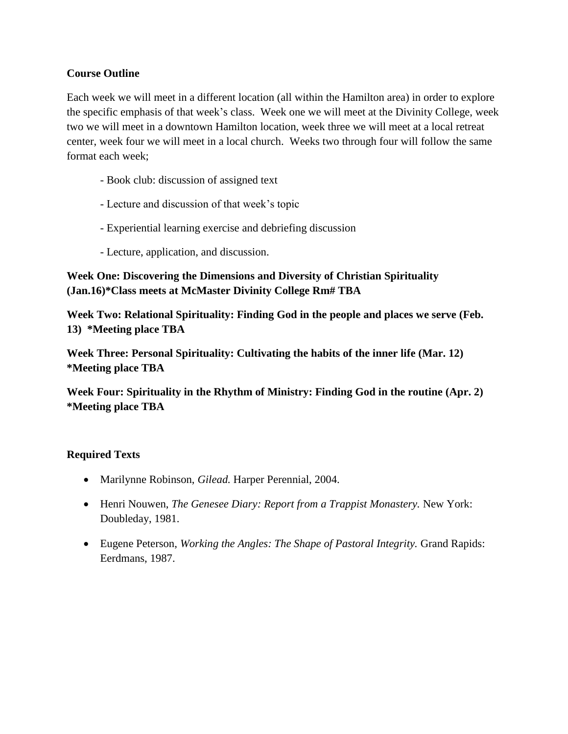**Course Outline**

Each week we will meet in a different location (all within the Hamilton area) in order to explore the specific emphasis of that week's class. Week one we will meet at the Divinity College, week two we will meet in a downtown Hamilton location, week three we will meet at a local retreat center, week four we will meet in a local church. Weeks two through four will follow the same format each week;

- Book club: discussion of assigned text
- Lecture and discussion of that week's topic
- Experiential learning exercise and debriefing discussion
- Lecture, application, and discussion.

**Week One: Discovering the Dimensions and Diversity of Christian Spirituality (Jan.16)*Class meets at McMaster Divinity College Rm# TBA**

**Week Two: Relational Spirituality: Finding God in the people and places we serve (Feb. 13) *Meeting place TBA**

**Week Three: Personal Spirituality: Cultivating the habits of the inner life (Mar. 12) *Meeting place TBA**

**Week Four: Spirituality in the Rhythm of Ministry: Finding God in the routine (Apr. 2) *Meeting place TBA**

**Required Texts**

- Marilynne Robinson, *Gilead.* Harper Perennial, 2004.
- Henri Nouwen, *The Genesee Diary: Report from a Trappist Monastery.* New York: Doubleday, 1981.
- Eugene Peterson, *Working the Angles: The Shape of Pastoral Integrity.* Grand Rapids: Eerdmans, 1987.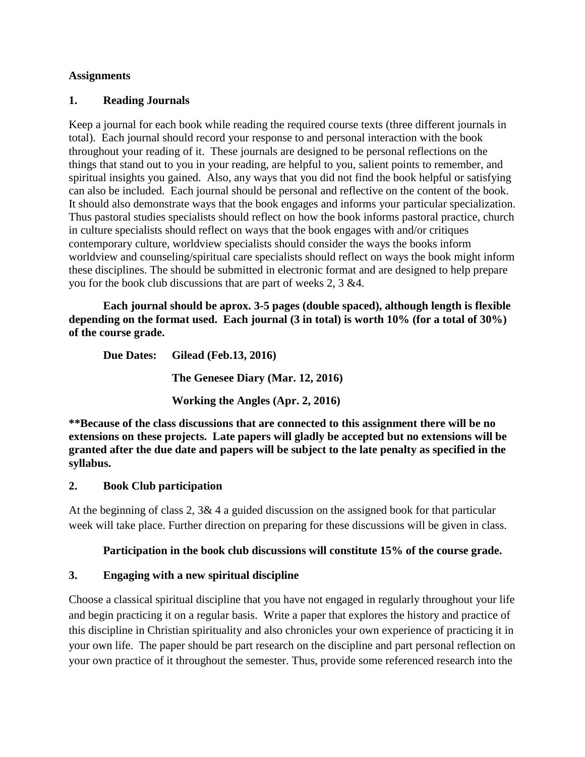**Assignments**

**1. Reading Journals**

Keep a journal for each book while reading the required course texts (three different journals in total). Each journal should record your response to and personal interaction with the book throughout your reading of it. These journals are designed to be personal reflections on the things that stand out to you in your reading, are helpful to you, salient points to remember, and spiritual insights you gained. Also, any ways that you did not find the book helpful or satisfying can also be included. Each journal should be personal and reflective on the content of the book. It should also demonstrate ways that the book engages and informs your particular specialization. Thus pastoral studies specialists should reflect on how the book informs pastoral practice, church in culture specialists should reflect on ways that the book engages with and/or critiques contemporary culture, worldview specialists should consider the ways the books inform worldview and counseling/spiritual care specialists should reflect on ways the book might inform these disciplines. The should be submitted in electronic format and are designed to help prepare you for the book club discussions that are part of weeks 2, 3 &4.

**Each journal should be aprox. 3-5 pages (double spaced), although length is flexible depending on the format used. Each journal (3 in total) is worth 10% (for a total of 30%) of the course grade.**

**Due Dates: Gilead (Feb.13, 2016)**

**The Genesee Diary (Mar. 12, 2016)**

**Working the Angles (Apr. 2, 2016)**

****Because of the class discussions that are connected to this assignment there will be no extensions on these projects. Late papers will gladly be accepted but no extensions will be granted after the due date and papers will be subject to the late penalty as specified in the syllabus.**

**2. Book Club participation**

At the beginning of class 2, 3& 4 a guided discussion on the assigned book for that particular week will take place. Further direction on preparing for these discussions will be given in class.

**Participation in the book club discussions will constitute 15% of the course grade.**

**3. Engaging with a new spiritual discipline**

Choose a classical spiritual discipline that you have not engaged in regularly throughout your life and begin practicing it on a regular basis. Write a paper that explores the history and practice of this discipline in Christian spirituality and also chronicles your own experience of practicing it in your own life. The paper should be part research on the discipline and part personal reflection on your own practice of it throughout the semester. Thus, provide some referenced research into the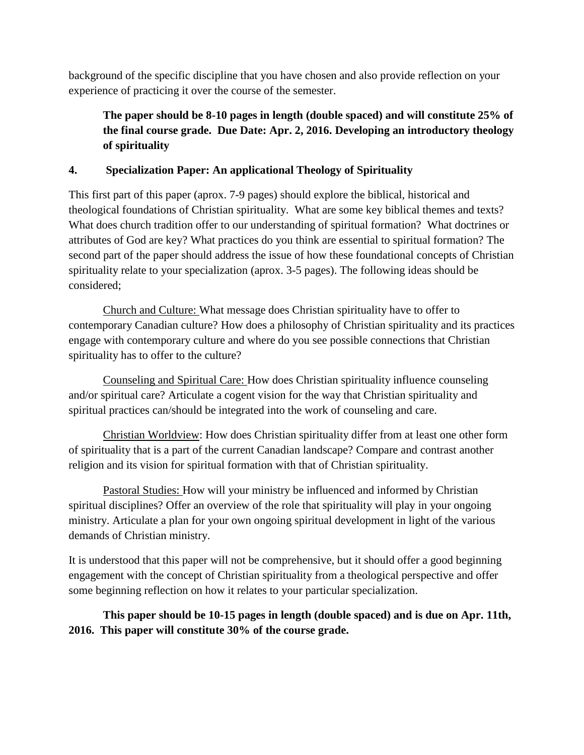background of the specific discipline that you have chosen and also provide reflection on your experience of practicing it over the course of the semester.

**The paper should be 8-10 pages in length (double spaced) and will constitute 25% of the final course grade. Due Date: Apr. 2, 2016. Developing an introductory theology of spirituality**

**4. Specialization Paper: An applicational Theology of Spirituality**

This first part of this paper (aprox. 7-9 pages) should explore the biblical, historical and theological foundations of Christian spirituality. What are some key biblical themes and texts? What does church tradition offer to our understanding of spiritual formation? What doctrines or attributes of God are key? What practices do you think are essential to spiritual formation? The second part of the paper should address the issue of how these foundational concepts of Christian spirituality relate to your specialization (aprox. 3-5 pages). The following ideas should be considered;

<u>Church and Culture:</u> What message does Christian spirituality have to offer to contemporary Canadian culture? How does a philosophy of Christian spirituality and its practices engage with contemporary culture and where do you see possible connections that Christian spirituality has to offer to the culture?

<u>Counseling and Spiritual Care:</u> How does Christian spirituality influence counseling and/or spiritual care? Articulate a cogent vision for the way that Christian spirituality and spiritual practices can/should be integrated into the work of counseling and care.

<u>Christian Worldview</u>: How does Christian spirituality differ from at least one other form of spirituality that is a part of the current Canadian landscape? Compare and contrast another religion and its vision for spiritual formation with that of Christian spirituality.

<u>Pastoral Studies:</u> How will your ministry be influenced and informed by Christian spiritual disciplines? Offer an overview of the role that spirituality will play in your ongoing ministry. Articulate a plan for your own ongoing spiritual development in light of the various demands of Christian ministry.

It is understood that this paper will not be comprehensive, but it should offer a good beginning engagement with the concept of Christian spirituality from a theological perspective and offer some beginning reflection on how it relates to your particular specialization.

**This paper should be 10-15 pages in length (double spaced) and is due on Apr. 11th, 2016. This paper will constitute 30% of the course grade.**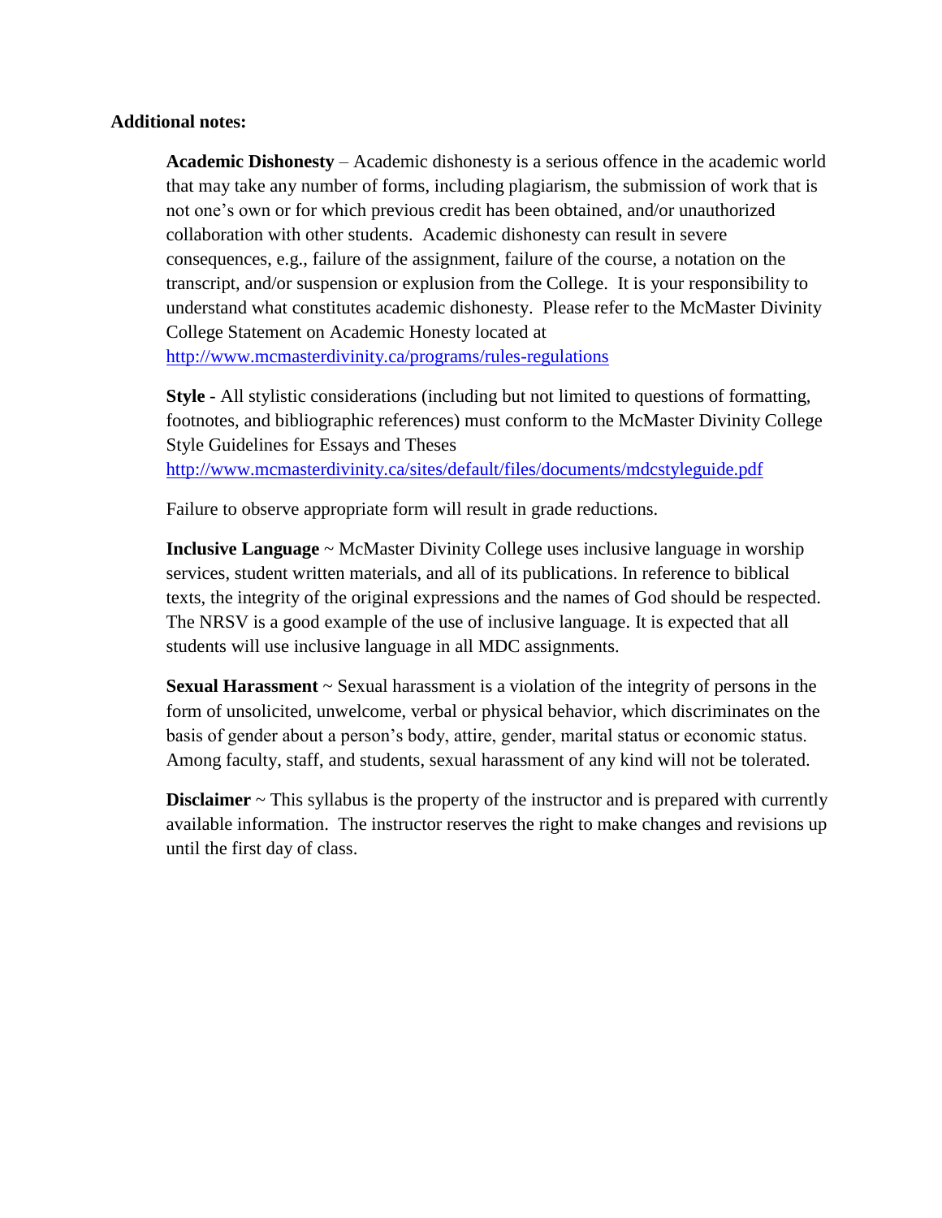**Additional notes:**

**Academic Dishonesty** – Academic dishonesty is a serious offence in the academic world that may take any number of forms, including plagiarism, the submission of work that is not one's own or for which previous credit has been obtained, and/or unauthorized collaboration with other students. Academic dishonesty can result in severe consequences, e.g., failure of the assignment, failure of the course, a notation on the transcript, and/or suspension or explusion from the College. It is your responsibility to understand what constitutes academic dishonesty. Please refer to the McMaster Divinity College Statement on Academic Honesty located at [http://www.mcmasterdivinity.ca/programs/rules-regulations](http://www.mcmasterdivinity.ca/programs/rules-regulations)

**Style** - All stylistic considerations (including but not limited to questions of formatting, footnotes, and bibliographic references) must conform to the McMaster Divinity College Style Guidelines for Essays and Theses [http://www.mcmasterdivinity.ca/sites/default/files/documents/mdcstyleguide.pdf](http://www.mcmasterdivinity.ca/sites/default/files/documents/mdcstyleguide.pdf)

Failure to observe appropriate form will result in grade reductions.

**Inclusive Language** ~ McMaster Divinity College uses inclusive language in worship services, student written materials, and all of its publications. In reference to biblical texts, the integrity of the original expressions and the names of God should be respected. The NRSV is a good example of the use of inclusive language. It is expected that all students will use inclusive language in all MDC assignments.

**Sexual Harassment** ~ Sexual harassment is a violation of the integrity of persons in the form of unsolicited, unwelcome, verbal or physical behavior, which discriminates on the basis of gender about a person's body, attire, gender, marital status or economic status. Among faculty, staff, and students, sexual harassment of any kind will not be tolerated.

**Disclaimer** ~ This syllabus is the property of the instructor and is prepared with currently available information. The instructor reserves the right to make changes and revisions up until the first day of class.